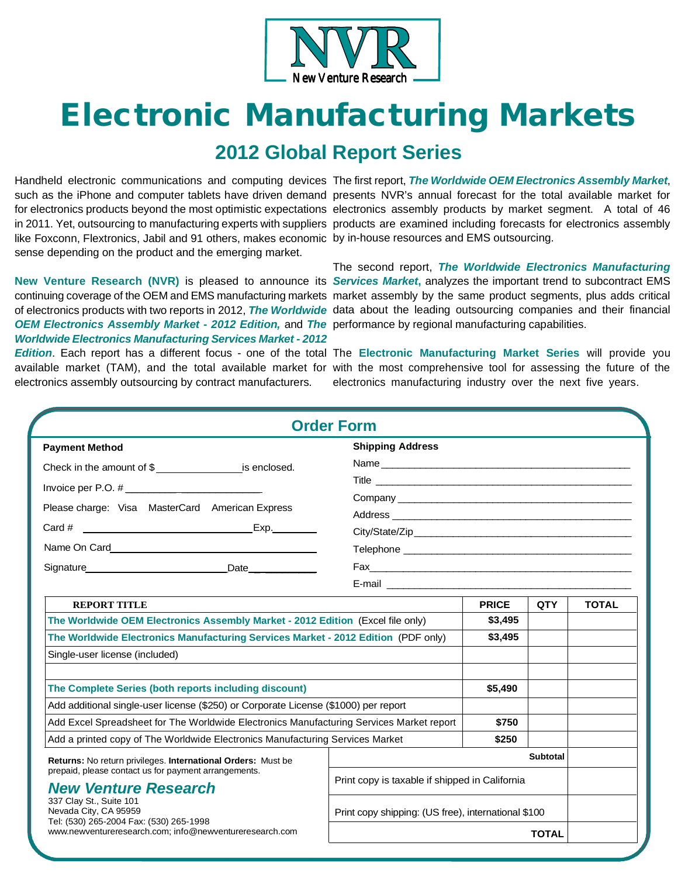NVR
New Venture Research

# Electronic Manufacturing Markets

## 2012 Global Report Series

Handheld electronic communications and computing devices such as the iPhone and computer tablets have driven demand for electronics products beyond the most optimistic expectations in 2011. Yet, outsourcing to manufacturing experts with suppliers like Foxconn, Flextronics, Jabil and 91 others, makes economic sense depending on the product and the emerging market.

**New Venture Research (NVR)** is pleased to announce its continuing coverage of the OEM and EMS manufacturing markets of electronics products with two reports in 2012, ***The Worldwide OEM Electronics Assembly Market - 2012 Edition,*** and ***The Worldwide Electronics Manufacturing Services Market - 2012 Edition***. Each report has a different focus - one of the total available market (TAM), and the total available market for electronics assembly outsourcing by contract manufacturers.

The first report, ***The Worldwide OEM Electronics Assembly Market***, presents NVR's annual forecast for the total available market for electronics assembly products by market segment. A total of 46 products are examined including forecasts for electronics assembly by in-house resources and EMS outsourcing.

The second report, ***The Worldwide Electronics Manufacturing Services Market***, analyzes the important trend to subcontract EMS market assembly by the same product segments, plus adds critical data about the leading outsourcing companies and their financial performance by regional manufacturing capabilities.

The **Electronic Manufacturing Market Series** will provide you with the most comprehensive tool for assessing the future of the electronics manufacturing industry over the next five years.

## Order Form

**Payment Method**

Check in the amount of $______________ is enclosed.

Invoice per P.O. # ________________________

Please charge: Visa MasterCard American Express

Card # ______________________________ Exp.________

Name On Card ______________________________________

Signature __________________________ Date ____________

**Shipping Address**

Name ____________________________________________

Title _____________________________________________

Company _________________________________________

Address __________________________________________

City/State/Zip _____________________________________

Telephone ________________________________________

Fax ______________________________________________

E-mail ____________________________________________

| REPORT TITLE | PRICE | QTY | TOTAL |
|---|---|---|---|
| **The Worldwide OEM Electronics Assembly Market - 2012 Edition** (Excel file only) | $3,495 | | |
| **The Worldwide Electronics Manufacturing Services Market - 2012 Edition** (PDF only) | $3,495 | | |
| Single-user license (included) | | | |
| | | | |
| **The Complete Series (both reports including discount)** | $5,490 | | |
| Add additional single-user license ($250) or Corporate License ($1000) per report | | | |
| Add Excel Spreadsheet for The Worldwide Electronics Manufacturing Services Market report | $750 | | |
| Add a printed copy of The Worldwide Electronics Manufacturing Services Market | $250 | | |
| | | **Subtotal** | |
| | Print copy is taxable if shipped in California | | |
| | Print copy shipping: (US free), international $100 | | |
| | | **TOTAL** | |

**Returns:** No return privileges. **International Orders:** Must be prepaid, please contact us for payment arrangements.

***New Venture Research***
337 Clay St., Suite 101
Nevada City, CA 95959
Tel: (530) 265-2004 Fax: (530) 265-1998
www.newventureresearch.com; info@newventureresearch.com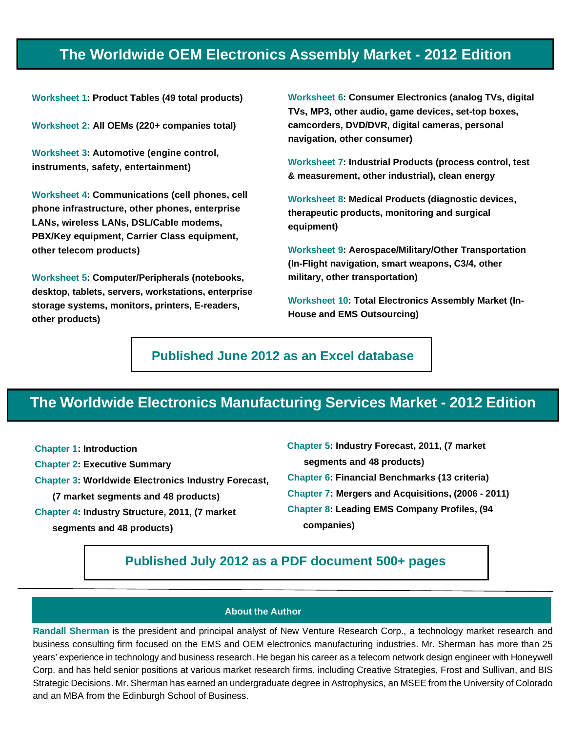## The Worldwide OEM Electronics Assembly Market - 2012 Edition

**Worksheet 1: Product Tables (49 total products)**

**Worksheet 2: All OEMs (220+ companies total)**

**Worksheet 3: Automotive (engine control, instruments, safety, entertainment)**

**Worksheet 4: Communications (cell phones, cell phone infrastructure, other phones, enterprise LANs, wireless LANs, DSL/Cable modems, PBX/Key equipment, Carrier Class equipment, other telecom products)**

**Worksheet 5: Computer/Peripherals (notebooks, desktop, tablets, servers, workstations, enterprise storage systems, monitors, printers, E-readers, other products)**

**Worksheet 6: Consumer Electronics (analog TVs, digital TVs, MP3, other audio, game devices, set-top boxes, camcorders, DVD/DVR, digital cameras, personal navigation, other consumer)**

**Worksheet 7: Industrial Products (process control, test & measurement, other industrial), clean energy**

**Worksheet 8: Medical Products (diagnostic devices, therapeutic products, monitoring and surgical equipment)**

**Worksheet 9: Aerospace/Military/Other Transportation (In-Flight navigation, smart weapons, C3/4, other military, other transportation)**

**Worksheet 10: Total Electronics Assembly Market (In-House and EMS Outsourcing)**

**Published June 2012 as an Excel database**

## The Worldwide Electronics Manufacturing Services Market - 2012 Edition

**Chapter 1: Introduction**

**Chapter 2: Executive Summary**

**Chapter 3: Worldwide Electronics Industry Forecast, (7 market segments and 48 products)**

**Chapter 4: Industry Structure, 2011, (7 market segments and 48 products)**

**Chapter 5: Industry Forecast, 2011, (7 market segments and 48 products)**

**Chapter 6: Financial Benchmarks (13 criteria)**

**Chapter 7: Mergers and Acquisitions, (2006 - 2011)**

**Chapter 8: Leading EMS Company Profiles, (94 companies)**

**Published July 2012 as a PDF document 500+ pages**

---

### About the Author

**Randall Sherman** is the president and principal analyst of New Venture Research Corp., a technology market research and business consulting firm focused on the EMS and OEM electronics manufacturing industries. Mr. Sherman has more than 25 years' experience in technology and business research. He began his career as a telecom network design engineer with Honeywell Corp. and has held senior positions at various market research firms, including Creative Strategies, Frost and Sullivan, and BIS Strategic Decisions. Mr. Sherman has earned an undergraduate degree in Astrophysics, an MSEE from the University of Colorado and an MBA from the Edinburgh School of Business.